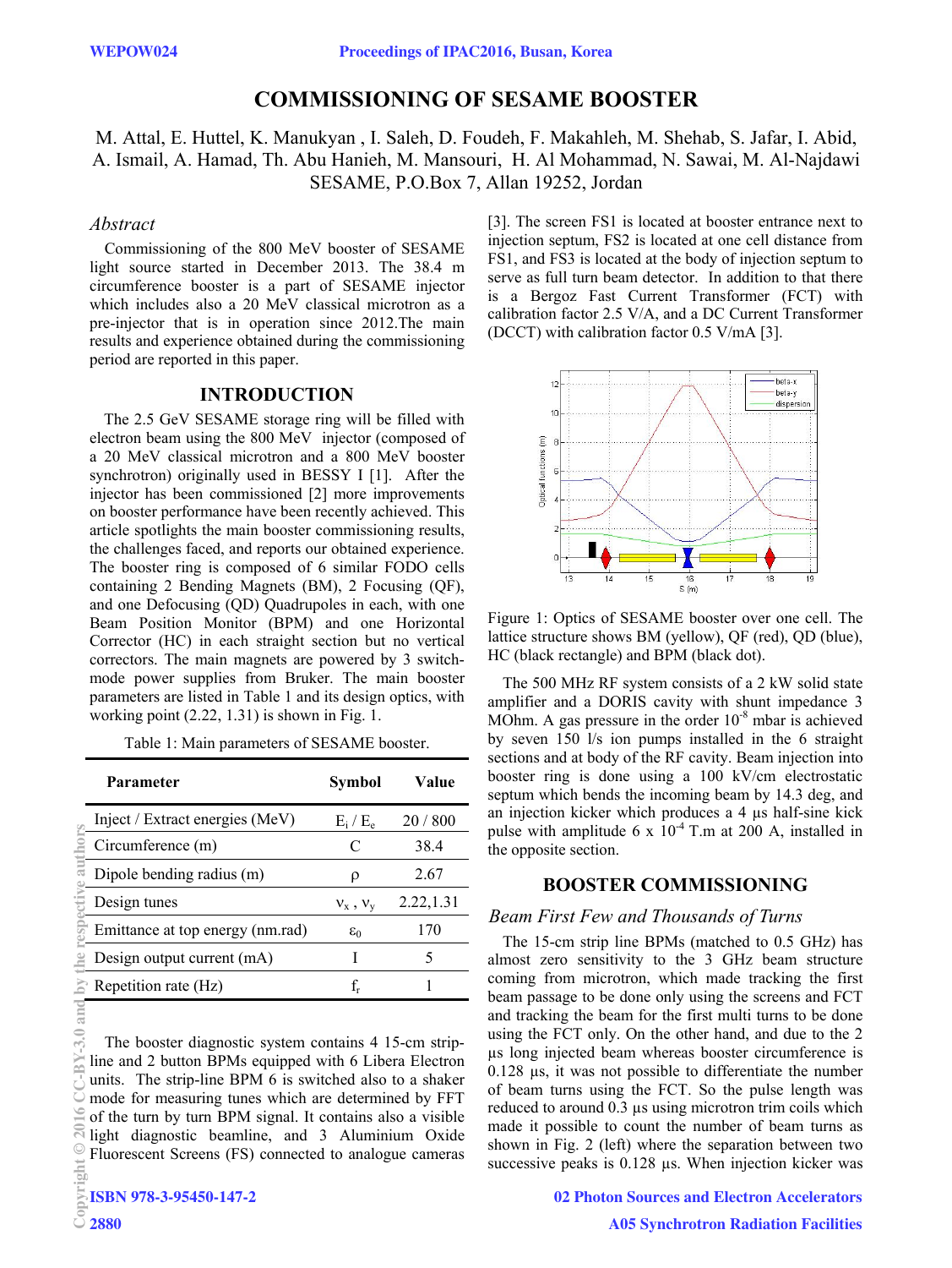# COMMISSIONING OF SESAME BOOSTER

M. Attal, E. Huttel, K. Manukyan , I. Saleh, D. Foudeh, F. Makahleh, M. Shehab, S. Jafar, I. Abid, A. Ismail, A. Hamad, Th. Abu Hanieh, M. Mansouri, H. Al Mohammad, N. Sawai, M. Al-Najdawi
SESAME, P.O.Box 7, Allan 19252, Jordan

## *Abstract*

Commissioning of the 800 MeV booster of SESAME light source started in December 2013. The 38.4 m circumference booster is a part of SESAME injector which includes also a 20 MeV classical microtron as a pre-injector that is in operation since 2012.The main results and experience obtained during the commissioning period are reported in this paper.

## INTRODUCTION

The 2.5 GeV SESAME storage ring will be filled with electron beam using the 800 MeV injector (composed of a 20 MeV classical microtron and a 800 MeV booster synchrotron) originally used in BESSY I [1]. After the injector has been commissioned [2] more improvements on booster performance have been recently achieved. This article spotlights the main booster commissioning results, the challenges faced, and reports our obtained experience. The booster ring is composed of 6 similar FODO cells containing 2 Bending Magnets (BM), 2 Focusing (QF), and one Defocusing (QD) Quadrupoles in each, with one Beam Position Monitor (BPM) and one Horizontal Corrector (HC) in each straight section but no vertical correctors. The main magnets are powered by 3 switch-mode power supplies from Bruker. The main booster parameters are listed in Table 1 and its design optics, with working point (2.22, 1.31) is shown in Fig. 1.

Table 1: Main parameters of SESAME booster.

| Parameter | Symbol | Value |
|---|---|---|
| Inject / Extract energies (MeV) | $E_i$ / $E_e$ | 20 / 800 |
| Circumference (m) | C | 38.4 |
| Dipole bending radius (m) | $\rho$ | 2.67 |
| Design tunes | $\nu_x$ , $\nu_y$ | 2.22,1.31 |
| Emittance at top energy (nm.rad) | $\varepsilon_0$ | 170 |
| Design output current (mA) | I | 5 |
| Repetition rate (Hz) | $f_r$ | 1 |

The booster diagnostic system contains 4 15-cm strip-line and 2 button BPMs equipped with 6 Libera Electron units. The strip-line BPM 6 is switched also to a shaker mode for measuring tunes which are determined by FFT of the turn by turn BPM signal. It contains also a visible light diagnostic beamline, and 3 Aluminium Oxide Fluorescent Screens (FS) connected to analogue cameras [3]. The screen FS1 is located at booster entrance next to injection septum, FS2 is located at one cell distance from FS1, and FS3 is located at the body of injection septum to serve as full turn beam detector. In addition to that there is a Bergoz Fast Current Transformer (FCT) with calibration factor 2.5 V/A, and a DC Current Transformer (DCCT) with calibration factor 0.5 V/mA [3].

Figure 1: Optics of SESAME booster over one cell. The lattice structure shows BM (yellow), QF (red), QD (blue), HC (black rectangle) and BPM (black dot).

The 500 MHz RF system consists of a 2 kW solid state amplifier and a DORIS cavity with shunt impedance 3 MOhm. A gas pressure in the order $10^{-8}$ mbar is achieved by seven 150 l/s ion pumps installed in the 6 straight sections and at body of the RF cavity. Beam injection into booster ring is done using a 100 kV/cm electrostatic septum which bends the incoming beam by 14.3 deg, and an injection kicker which produces a 4 µs half-sine kick pulse with amplitude 6 x $10^{-4}$ T.m at 200 A, installed in the opposite section.

## BOOSTER COMMISSIONING

### *Beam First Few and Thousands of Turns*

The 15-cm strip line BPMs (matched to 0.5 GHz) has almost zero sensitivity to the 3 GHz beam structure coming from microtron, which made tracking the first beam passage to be done only using the screens and FCT and tracking the beam for the first multi turns to be done using the FCT only. On the other hand, and due to the 2 µs long injected beam whereas booster circumference is 0.128 µs, it was not possible to differentiate the number of beam turns using the FCT. So the pulse length was reduced to around 0.3 µs using microtron trim coils which made it possible to count the number of beam turns as shown in Fig. 2 (left) where the separation between two successive peaks is 0.128 µs. When injection kicker was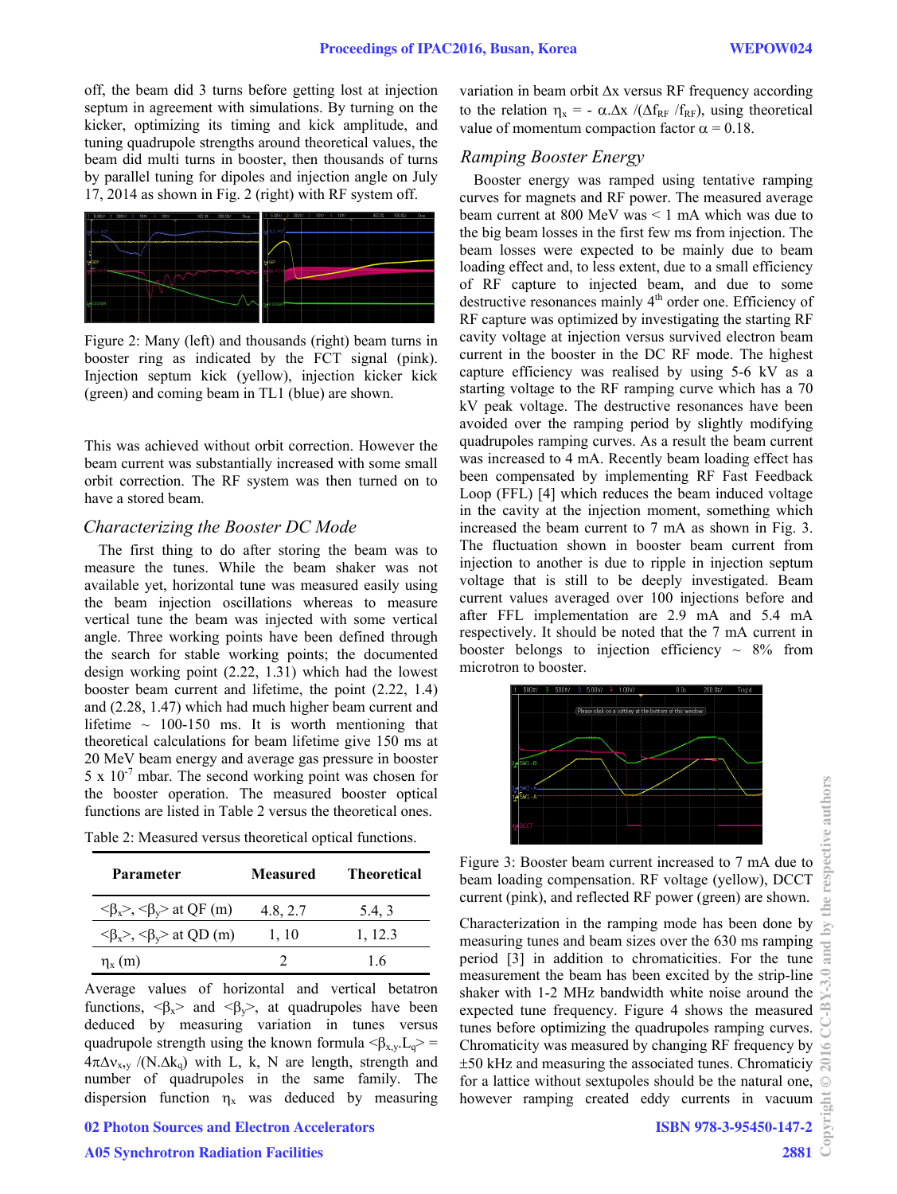off, the beam did 3 turns before getting lost at injection septum in agreement with simulations. By turning on the kicker, optimizing its timing and kick amplitude, and tuning quadrupole strengths around theoretical values, the beam did multi turns in booster, then thousands of turns by parallel tuning for dipoles and injection angle on July 17, 2014 as shown in Fig. 2 (right) with RF system off.

Figure 2: Many (left) and thousands (right) beam turns in booster ring as indicated by the FCT signal (pink). Injection septum kick (yellow), injection kicker kick (green) and coming beam in TL1 (blue) are shown.

This was achieved without orbit correction. However the beam current was substantially increased with some small orbit correction. The RF system was then turned on to have a stored beam.

### *Characterizing the Booster DC Mode*

The first thing to do after storing the beam was to measure the tunes. While the beam shaker was not available yet, horizontal tune was measured easily using the beam injection oscillations whereas to measure vertical tune the beam was injected with some vertical angle. Three working points have been defined through the search for stable working points; the documented design working point (2.22, 1.31) which had the lowest booster beam current and lifetime, the point (2.22, 1.4) and (2.28, 1.47) which had much higher beam current and lifetime ~ 100-150 ms. It is worth mentioning that theoretical calculations for beam lifetime give 150 ms at 20 MeV beam energy and average gas pressure in booster 5 x $10^{-7}$ mbar. The second working point was chosen for the booster operation. The measured booster optical functions are listed in Table 2 versus the theoretical ones.

Table 2: Measured versus theoretical optical functions.

| Parameter | Measured | Theoretical |
|---|---|---|
| $<\beta_x>$, $<\beta_y>$ at QF (m) | 4.8, 2.7 | 5.4, 3 |
| $<\beta_x>$, $<\beta_y>$ at QD (m) | 1, 10 | 1, 12.3 |
| $\eta_x$ (m) | 2 | 1.6 |

Average values of horizontal and vertical betatron functions, $<\beta_x>$ and $<\beta_y>$, at quadrupoles have been deduced by measuring variation in tunes versus quadrupole strength using the known formula $<\beta_{x,y}.L_q> = 4\pi\Delta\nu_{x,y} /(N.\Delta k_q)$ with L, k, N are length, strength and number of quadrupoles in the same family. The dispersion function $\eta_x$ was deduced by measuring variation in beam orbit $\Delta x$ versus RF frequency according to the relation $\eta_x = -\alpha.\Delta x /(\Delta f_{RF} /f_{RF})$, using theoretical value of momentum compaction factor $\alpha = 0.18$.

### *Ramping Booster Energy*

Booster energy was ramped using tentative ramping curves for magnets and RF power. The measured average beam current at 800 MeV was < 1 mA which was due to the big beam losses in the first few ms from injection. The beam losses were expected to be mainly due to beam loading effect and, to less extent, due to a small efficiency of RF capture to injected beam, and due to some destructive resonances mainly 4[th] order one. Efficiency of RF capture was optimized by investigating the starting RF cavity voltage at injection versus survived electron beam current in the booster in the DC RF mode. The highest capture efficiency was realised by using 5-6 kV as a starting voltage to the RF ramping curve which has a 70 kV peak voltage. The destructive resonances have been avoided over the ramping period by slightly modifying quadrupoles ramping curves. As a result the beam current was increased to 4 mA. Recently beam loading effect has been compensated by implementing RF Fast Feedback Loop (FFL) [4] which reduces the beam induced voltage in the cavity at the injection moment, something which increased the beam current to 7 mA as shown in Fig. 3. The fluctuation shown in booster beam current from injection to another is due to ripple in injection septum voltage that is still to be deeply investigated. Beam current values averaged over 100 injections before and after FFL implementation are 2.9 mA and 5.4 mA respectively. It should be noted that the 7 mA current in booster belongs to injection efficiency ~ 8% from microtron to booster.

Figure 3: Booster beam current increased to 7 mA due to beam loading compensation. RF voltage (yellow), DCCT current (pink), and reflected RF power (green) are shown.

Characterization in the ramping mode has been done by measuring tunes and beam sizes over the 630 ms ramping period [3] in addition to chromaticities. For the tune measurement the beam has been excited by the strip-line shaker with 1-2 MHz bandwidth white noise around the expected tune frequency. Figure 4 shows the measured tunes before optimizing the quadrupoles ramping curves. Chromaticity was measured by changing RF frequency by ±50 kHz and measuring the associated tunes. Chromaticiy for a lattice without sextupoles should be the natural one, however ramping created eddy currents in vacuum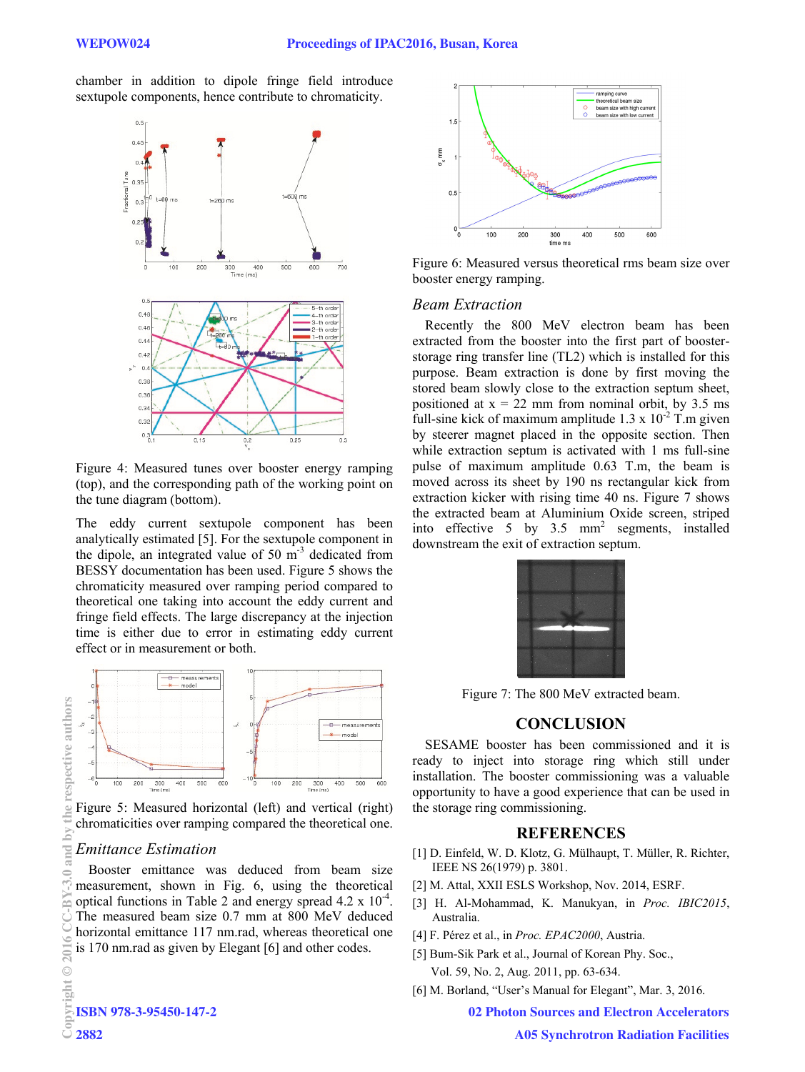chamber in addition to dipole fringe field introduce sextupole components, hence contribute to chromaticity.

Fractional Tune
Time (ms)
t=80 ms
t=200 ms
t=600 ms

5-th order
4-th order
3-th order
2-th order
1-th order
t=600 ms
t=200 ms
t=80 ms

Figure 4: Measured tunes over booster energy ramping (top), and the corresponding path of the working point on the tune diagram (bottom).

The eddy current sextupole component has been analytically estimated [5]. For the sextupole component in the dipole, an integrated value of 50 $m^{-3}$ dedicated from BESSY documentation has been used. Figure 5 shows the chromaticity measured over ramping period compared to theoretical one taking into account the eddy current and fringe field effects. The large discrepancy at the injection time is either due to error in estimating eddy current effect or in measurement or both.

measurements
model
Time (ms)

Figure 5: Measured horizontal (left) and vertical (right) chromaticities over ramping compared the theoretical one.

## *Emittance Estimation*

Booster emittance was deduced from beam size measurement, shown in Fig. 6, using the theoretical optical functions in Table 2 and energy spread 4.2 x $10^{-4}$. The measured beam size 0.7 mm at 800 MeV deduced horizontal emittance 117 nm.rad, whereas theoretical one is 170 nm.rad as given by Elegant [6] and other codes.

ramping curve
theoretical beam size
beam size with high current
beam size with low current
$\sigma_x$ mm
time ms

Figure 6: Measured versus theoretical rms beam size over booster energy ramping.

## *Beam Extraction*

Recently the 800 MeV electron beam has been extracted from the booster into the first part of booster-storage ring transfer line (TL2) which is installed for this purpose. Beam extraction is done by first moving the stored beam slowly close to the extraction septum sheet, positioned at x = 22 mm from nominal orbit, by 3.5 ms full-sine kick of maximum amplitude 1.3 x $10^{-2}$ T.m given by steerer magnet placed in the opposite section. Then while extraction septum is activated with 1 ms full-sine pulse of maximum amplitude 0.63 T.m, the beam is moved across its sheet by 190 ns rectangular kick from extraction kicker with rising time 40 ns. Figure 7 shows the extracted beam at Aluminium Oxide screen, striped into effective 5 by 3.5 $mm^2$ segments, installed downstream the exit of extraction septum.

Figure 7: The 800 MeV extracted beam.

# CONCLUSION

SESAME booster has been commissioned and it is ready to inject into storage ring which still under installation. The booster commissioning was a valuable opportunity to have a good experience that can be used in the storage ring commissioning.

# REFERENCES

[1] D. Einfeld, W. D. Klotz, G. Mülhaupt, T. Müller, R. Richter, IEEE NS 26(1979) p. 3801.

[2] M. Attal, XXII ESLS Workshop, Nov. 2014, ESRF.

[3] H. Al-Mohammad, K. Manukyan, in *Proc. IBIC2015*, Australia.

[4] F. Pérez et al., in *Proc. EPAC2000*, Austria.

[5] Bum-Sik Park et al., Journal of Korean Phy. Soc., Vol. 59, No. 2, Aug. 2011, pp. 63-634.

[6] M. Borland, "User's Manual for Elegant", Mar. 3, 2016.